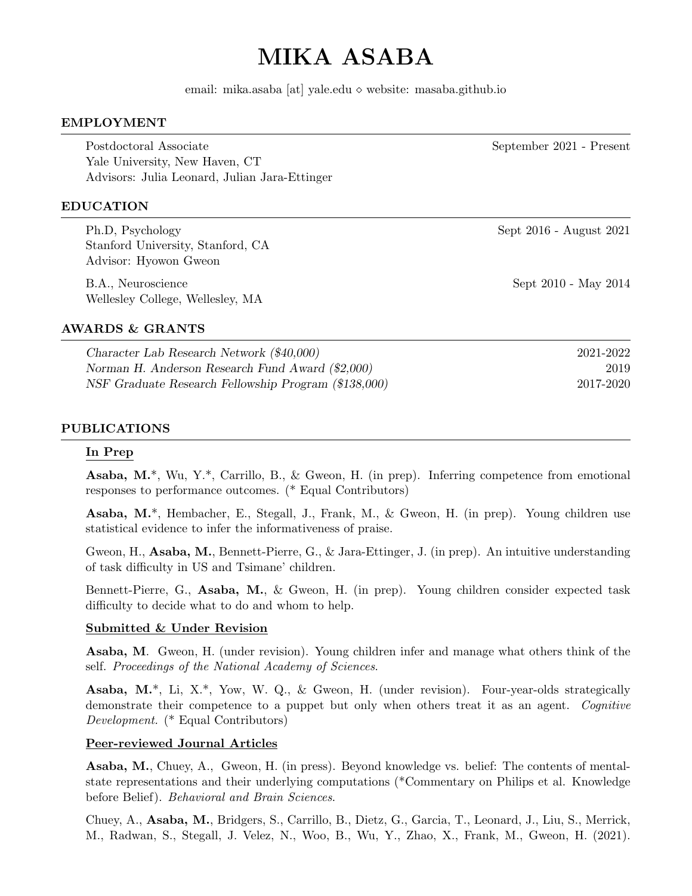# MIKA ASABA

email: mika.asaba [at] yale.edu ⋄ website: masaba.github.io

## EMPLOYMENT

Postdoctoral Associate — September 2021 - Present
Yale University, New Haven, CT
Advisors: Julia Leonard, Julian Jara-Ettinger

## EDUCATION

Ph.D, Psychology — Sept 2016 - August 2021
Stanford University, Stanford, CA
Advisor: Hyowon Gweon

B.A., Neuroscience — Sept 2010 - May 2014
Wellesley College, Wellesley, MA

## AWARDS & GRANTS

*Character Lab Research Network ($40,000)* — 2021-2022
*Norman H. Anderson Research Fund Award ($2,000)* — 2019
*NSF Graduate Research Fellowship Program ($138,000)* — 2017-2020

## PUBLICATIONS

### In Prep

**Asaba, M.***, Wu, Y.*, Carrillo, B., & Gweon, H. (in prep). Inferring competence from emotional responses to performance outcomes. (* Equal Contributors)

**Asaba, M.***, Hembacher, E., Stegall, J., Frank, M., & Gweon, H. (in prep). Young children use statistical evidence to infer the informativeness of praise.

Gweon, H., **Asaba, M.**, Bennett-Pierre, G., & Jara-Ettinger, J. (in prep). An intuitive understanding of task difficulty in US and Tsimane' children.

Bennett-Pierre, G., **Asaba, M.**, & Gweon, H. (in prep). Young children consider expected task difficulty to decide what to do and whom to help.

### Submitted & Under Revision

**Asaba, M**. Gweon, H. (under revision). Young children infer and manage what others think of the self. *Proceedings of the National Academy of Sciences*.

**Asaba, M.***, Li, X.*, Yow, W. Q., & Gweon, H. (under revision). Four-year-olds strategically demonstrate their competence to a puppet but only when others treat it as an agent. *Cognitive Development.* (* Equal Contributors)

### Peer-reviewed Journal Articles

**Asaba, M.**, Chuey, A., Gweon, H. (in press). Beyond knowledge vs. belief: The contents of mental-state representations and their underlying computations (*Commentary on Philips et al. Knowledge before Belief). *Behavioral and Brain Sciences*.

Chuey, A., **Asaba, M.**, Bridgers, S., Carrillo, B., Dietz, G., Garcia, T., Leonard, J., Liu, S., Merrick, M., Radwan, S., Stegall, J. Velez, N., Woo, B., Wu, Y., Zhao, X., Frank, M., Gweon, H. (2021).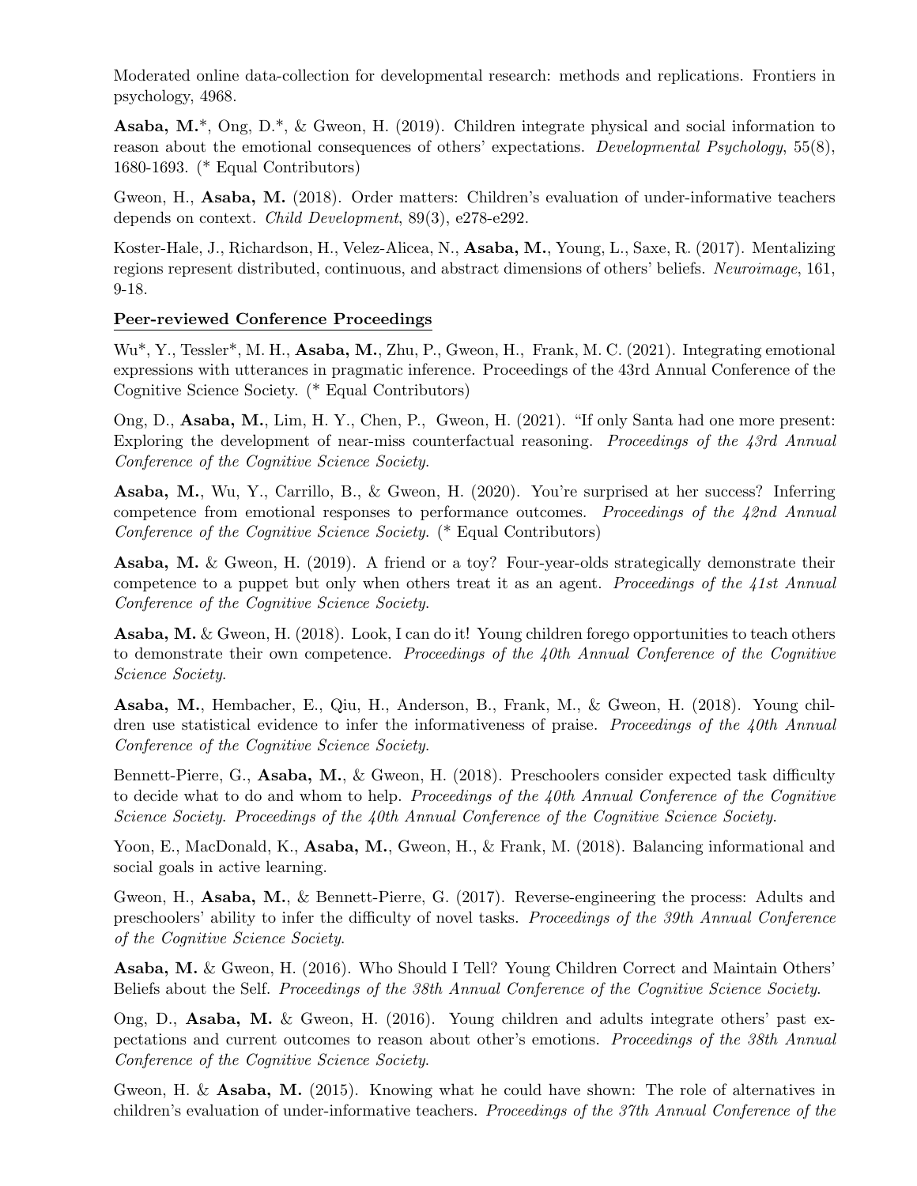Moderated online data-collection for developmental research: methods and replications. Frontiers in psychology, 4968.

**Asaba, M.***, Ong, D.*, & Gweon, H. (2019). Children integrate physical and social information to reason about the emotional consequences of others' expectations. *Developmental Psychology*, 55(8), 1680-1693. (* Equal Contributors)

Gweon, H., **Asaba, M.** (2018). Order matters: Children's evaluation of under-informative teachers depends on context. *Child Development*, 89(3), e278-e292.

Koster-Hale, J., Richardson, H., Velez-Alicea, N., **Asaba, M.**, Young, L., Saxe, R. (2017). Mentalizing regions represent distributed, continuous, and abstract dimensions of others' beliefs. *Neuroimage*, 161, 9-18.

## Peer-reviewed Conference Proceedings

Wu*, Y., Tessler*, M. H., **Asaba, M.**, Zhu, P., Gweon, H., Frank, M. C. (2021). Integrating emotional expressions with utterances in pragmatic inference. Proceedings of the 43rd Annual Conference of the Cognitive Science Society. (* Equal Contributors)

Ong, D., **Asaba, M.**, Lim, H. Y., Chen, P., Gweon, H. (2021). "If only Santa had one more present: Exploring the development of near-miss counterfactual reasoning. *Proceedings of the 43rd Annual Conference of the Cognitive Science Society*.

**Asaba, M.**, Wu, Y., Carrillo, B., & Gweon, H. (2020). You're surprised at her success? Inferring competence from emotional responses to performance outcomes. *Proceedings of the 42nd Annual Conference of the Cognitive Science Society*. (* Equal Contributors)

**Asaba, M.** & Gweon, H. (2019). A friend or a toy? Four-year-olds strategically demonstrate their competence to a puppet but only when others treat it as an agent. *Proceedings of the 41st Annual Conference of the Cognitive Science Society*.

**Asaba, M.** & Gweon, H. (2018). Look, I can do it! Young children forego opportunities to teach others to demonstrate their own competence. *Proceedings of the 40th Annual Conference of the Cognitive Science Society*.

**Asaba, M.**, Hembacher, E., Qiu, H., Anderson, B., Frank, M., & Gweon, H. (2018). Young children use statistical evidence to infer the informativeness of praise. *Proceedings of the 40th Annual Conference of the Cognitive Science Society*.

Bennett-Pierre, G., **Asaba, M.**, & Gweon, H. (2018). Preschoolers consider expected task difficulty to decide what to do and whom to help. *Proceedings of the 40th Annual Conference of the Cognitive Science Society. Proceedings of the 40th Annual Conference of the Cognitive Science Society*.

Yoon, E., MacDonald, K., **Asaba, M.**, Gweon, H., & Frank, M. (2018). Balancing informational and social goals in active learning.

Gweon, H., **Asaba, M.**, & Bennett-Pierre, G. (2017). Reverse-engineering the process: Adults and preschoolers' ability to infer the difficulty of novel tasks. *Proceedings of the 39th Annual Conference of the Cognitive Science Society*.

**Asaba, M.** & Gweon, H. (2016). Who Should I Tell? Young Children Correct and Maintain Others' Beliefs about the Self. *Proceedings of the 38th Annual Conference of the Cognitive Science Society*.

Ong, D., **Asaba, M.** & Gweon, H. (2016). Young children and adults integrate others' past expectations and current outcomes to reason about other's emotions. *Proceedings of the 38th Annual Conference of the Cognitive Science Society*.

Gweon, H. & **Asaba, M.** (2015). Knowing what he could have shown: The role of alternatives in children's evaluation of under-informative teachers. *Proceedings of the 37th Annual Conference of the*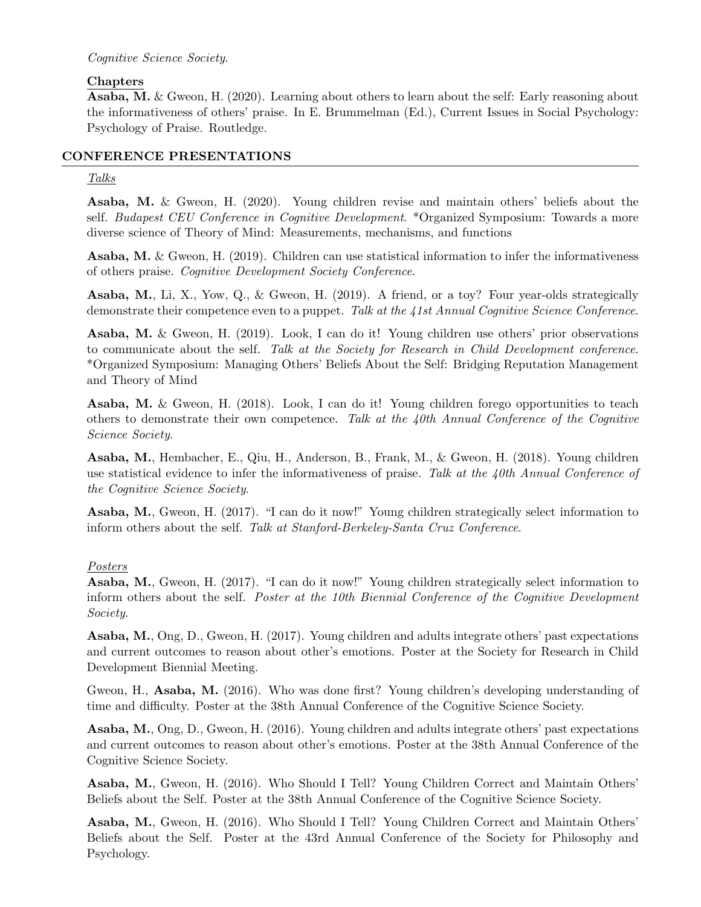*Cognitive Science Society*.

**Chapters**

**Asaba, M.** & Gweon, H. (2020). Learning about others to learn about the self: Early reasoning about the informativeness of others' praise. In E. Brummelman (Ed.), Current Issues in Social Psychology: Psychology of Praise. Routledge.

## CONFERENCE PRESENTATIONS

*Talks*

**Asaba, M.** & Gweon, H. (2020). Young children revise and maintain others' beliefs about the self. *Budapest CEU Conference in Cognitive Development*. *Organized Symposium: Towards a more diverse science of Theory of Mind: Measurements, mechanisms, and functions

**Asaba, M.** & Gweon, H. (2019). Children can use statistical information to infer the informativeness of others praise. *Cognitive Development Society Conference*.

**Asaba, M.**, Li, X., Yow, Q., & Gweon, H. (2019). A friend, or a toy? Four year-olds strategically demonstrate their competence even to a puppet. *Talk at the 41st Annual Cognitive Science Conference*.

**Asaba, M.** & Gweon, H. (2019). Look, I can do it! Young children use others' prior observations to communicate about the self. *Talk at the Society for Research in Child Development conference*. *Organized Symposium: Managing Others' Beliefs About the Self: Bridging Reputation Management and Theory of Mind

**Asaba, M.** & Gweon, H. (2018). Look, I can do it! Young children forego opportunities to teach others to demonstrate their own competence. *Talk at the 40th Annual Conference of the Cognitive Science Society*.

**Asaba, M.**, Hembacher, E., Qiu, H., Anderson, B., Frank, M., & Gweon, H. (2018). Young children use statistical evidence to infer the informativeness of praise. *Talk at the 40th Annual Conference of the Cognitive Science Society*.

**Asaba, M.**, Gweon, H. (2017). "I can do it now!" Young children strategically select information to inform others about the self. *Talk at Stanford-Berkeley-Santa Cruz Conference*.

*Posters*

**Asaba, M.**, Gweon, H. (2017). "I can do it now!" Young children strategically select information to inform others about the self. *Poster at the 10th Biennial Conference of the Cognitive Development Society*.

**Asaba, M.**, Ong, D., Gweon, H. (2017). Young children and adults integrate others' past expectations and current outcomes to reason about other's emotions. Poster at the Society for Research in Child Development Biennial Meeting.

Gweon, H., **Asaba, M.** (2016). Who was done first? Young children's developing understanding of time and difficulty. Poster at the 38th Annual Conference of the Cognitive Science Society.

**Asaba, M.**, Ong, D., Gweon, H. (2016). Young children and adults integrate others' past expectations and current outcomes to reason about other's emotions. Poster at the 38th Annual Conference of the Cognitive Science Society.

**Asaba, M.**, Gweon, H. (2016). Who Should I Tell? Young Children Correct and Maintain Others' Beliefs about the Self. Poster at the 38th Annual Conference of the Cognitive Science Society.

**Asaba, M.**, Gweon, H. (2016). Who Should I Tell? Young Children Correct and Maintain Others' Beliefs about the Self. Poster at the 43rd Annual Conference of the Society for Philosophy and Psychology.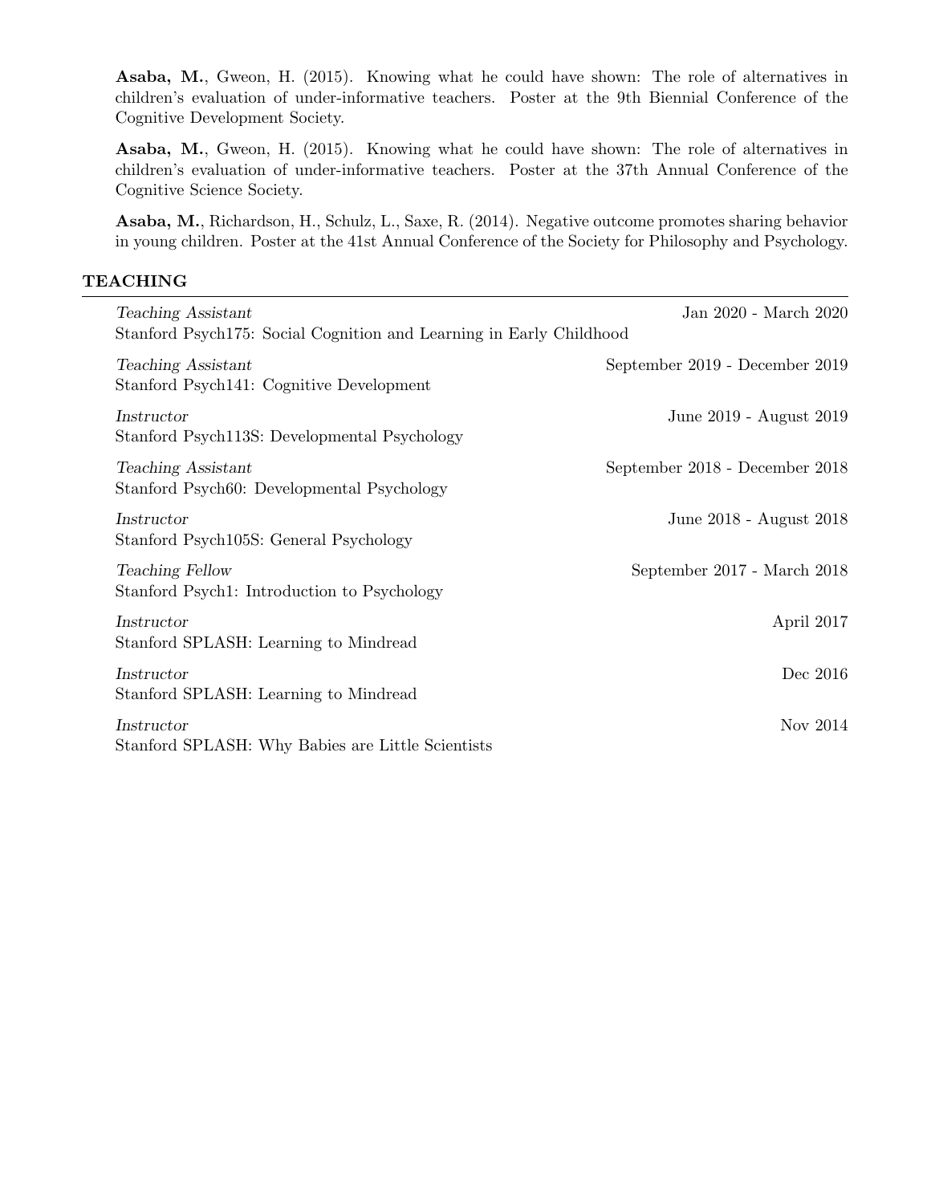**Asaba, M.**, Gweon, H. (2015). Knowing what he could have shown: The role of alternatives in children's evaluation of under-informative teachers. Poster at the 9th Biennial Conference of the Cognitive Development Society.

**Asaba, M.**, Gweon, H. (2015). Knowing what he could have shown: The role of alternatives in children's evaluation of under-informative teachers. Poster at the 37th Annual Conference of the Cognitive Science Society.

**Asaba, M.**, Richardson, H., Schulz, L., Saxe, R. (2014). Negative outcome promotes sharing behavior in young children. Poster at the 41st Annual Conference of the Society for Philosophy and Psychology.

## TEACHING

*Teaching Assistant* — Jan 2020 - March 2020
Stanford Psych175: Social Cognition and Learning in Early Childhood

*Teaching Assistant* — September 2019 - December 2019
Stanford Psych141: Cognitive Development

*Instructor* — June 2019 - August 2019
Stanford Psych113S: Developmental Psychology

*Teaching Assistant* — September 2018 - December 2018
Stanford Psych60: Developmental Psychology

*Instructor* — June 2018 - August 2018
Stanford Psych105S: General Psychology

*Teaching Fellow* — September 2017 - March 2018
Stanford Psych1: Introduction to Psychology

*Instructor* — April 2017
Stanford SPLASH: Learning to Mindread

*Instructor* — Dec 2016
Stanford SPLASH: Learning to Mindread

*Instructor* — Nov 2014
Stanford SPLASH: Why Babies are Little Scientists